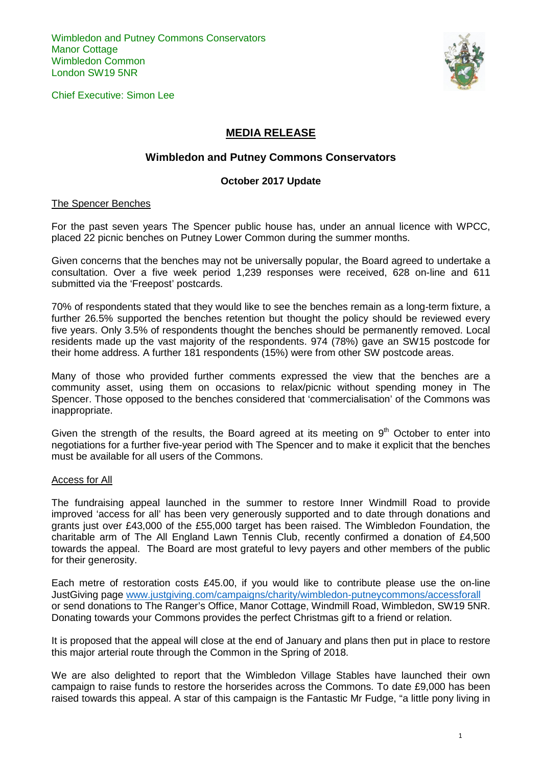Wimbledon and Putney Commons Conservators
Manor Cottage
Wimbledon Common
London SW19 5NR

Chief Executive: Simon Lee

# MEDIA RELEASE

## Wimbledon and Putney Commons Conservators

### October 2017 Update

**The Spencer Benches**

For the past seven years The Spencer public house has, under an annual licence with WPCC, placed 22 picnic benches on Putney Lower Common during the summer months.

Given concerns that the benches may not be universally popular, the Board agreed to undertake a consultation. Over a five week period 1,239 responses were received, 628 on-line and 611 submitted via the 'Freepost' postcards.

70% of respondents stated that they would like to see the benches remain as a long-term fixture, a further 26.5% supported the benches retention but thought the policy should be reviewed every five years. Only 3.5% of respondents thought the benches should be permanently removed. Local residents made up the vast majority of the respondents. 974 (78%) gave an SW15 postcode for their home address. A further 181 respondents (15%) were from other SW postcode areas.

Many of those who provided further comments expressed the view that the benches are a community asset, using them on occasions to relax/picnic without spending money in The Spencer. Those opposed to the benches considered that 'commercialisation' of the Commons was inappropriate.

Given the strength of the results, the Board agreed at its meeting on 9th October to enter into negotiations for a further five-year period with The Spencer and to make it explicit that the benches must be available for all users of the Commons.

**Access for All**

The fundraising appeal launched in the summer to restore Inner Windmill Road to provide improved 'access for all' has been very generously supported and to date through donations and grants just over £43,000 of the £55,000 target has been raised. The Wimbledon Foundation, the charitable arm of The All England Lawn Tennis Club, recently confirmed a donation of £4,500 towards the appeal. The Board are most grateful to levy payers and other members of the public for their generosity.

Each metre of restoration costs £45.00, if you would like to contribute please use the on-line JustGiving page www.justgiving.com/campaigns/charity/wimbledon-putneycommons/accessforall or send donations to The Ranger's Office, Manor Cottage, Windmill Road, Wimbledon, SW19 5NR. Donating towards your Commons provides the perfect Christmas gift to a friend or relation.

It is proposed that the appeal will close at the end of January and plans then put in place to restore this major arterial route through the Common in the Spring of 2018.

We are also delighted to report that the Wimbledon Village Stables have launched their own campaign to raise funds to restore the horserides across the Commons. To date £9,000 has been raised towards this appeal. A star of this campaign is the Fantastic Mr Fudge, "a little pony living in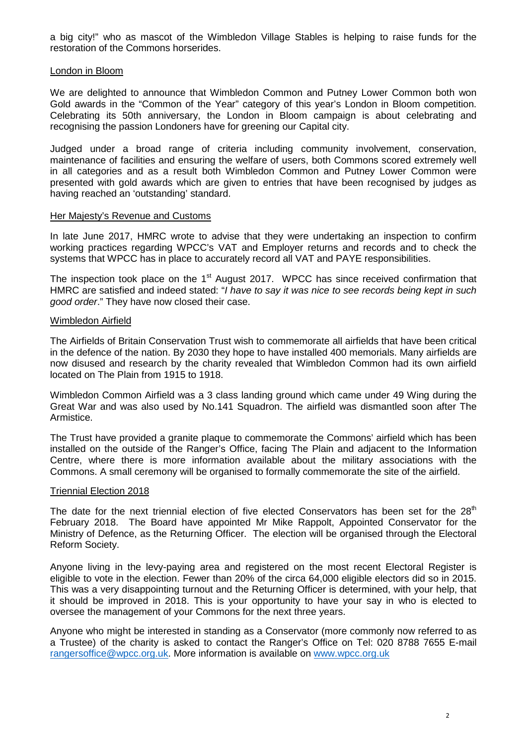a big city!" who as mascot of the Wimbledon Village Stables is helping to raise funds for the restoration of the Commons horserides.

## London in Bloom

We are delighted to announce that Wimbledon Common and Putney Lower Common both won Gold awards in the "Common of the Year" category of this year's London in Bloom competition. Celebrating its 50th anniversary, the London in Bloom campaign is about celebrating and recognising the passion Londoners have for greening our Capital city.

Judged under a broad range of criteria including community involvement, conservation, maintenance of facilities and ensuring the welfare of users, both Commons scored extremely well in all categories and as a result both Wimbledon Common and Putney Lower Common were presented with gold awards which are given to entries that have been recognised by judges as having reached an 'outstanding' standard.

## Her Majesty's Revenue and Customs

In late June 2017, HMRC wrote to advise that they were undertaking an inspection to confirm working practices regarding WPCC's VAT and Employer returns and records and to check the systems that WPCC has in place to accurately record all VAT and PAYE responsibilities.

The inspection took place on the 1st August 2017. WPCC has since received confirmation that HMRC are satisfied and indeed stated: "*I have to say it was nice to see records being kept in such good order*." They have now closed their case.

## Wimbledon Airfield

The Airfields of Britain Conservation Trust wish to commemorate all airfields that have been critical in the defence of the nation. By 2030 they hope to have installed 400 memorials. Many airfields are now disused and research by the charity revealed that Wimbledon Common had its own airfield located on The Plain from 1915 to 1918.

Wimbledon Common Airfield was a 3 class landing ground which came under 49 Wing during the Great War and was also used by No.141 Squadron. The airfield was dismantled soon after The Armistice.

The Trust have provided a granite plaque to commemorate the Commons' airfield which has been installed on the outside of the Ranger's Office, facing The Plain and adjacent to the Information Centre, where there is more information available about the military associations with the Commons. A small ceremony will be organised to formally commemorate the site of the airfield.

## Triennial Election 2018

The date for the next triennial election of five elected Conservators has been set for the 28th February 2018. The Board have appointed Mr Mike Rappolt, Appointed Conservator for the Ministry of Defence, as the Returning Officer. The election will be organised through the Electoral Reform Society.

Anyone living in the levy-paying area and registered on the most recent Electoral Register is eligible to vote in the election. Fewer than 20% of the circa 64,000 eligible electors did so in 2015. This was a very disappointing turnout and the Returning Officer is determined, with your help, that it should be improved in 2018. This is your opportunity to have your say in who is elected to oversee the management of your Commons for the next three years.

Anyone who might be interested in standing as a Conservator (more commonly now referred to as a Trustee) of the charity is asked to contact the Ranger's Office on Tel: 020 8788 7655 E-mail [rangersoffice@wpcc.org.uk](mailto:rangersoffice@wpcc.org.uk). More information is available on [www.wpcc.org.uk](http://www.wpcc.org.uk)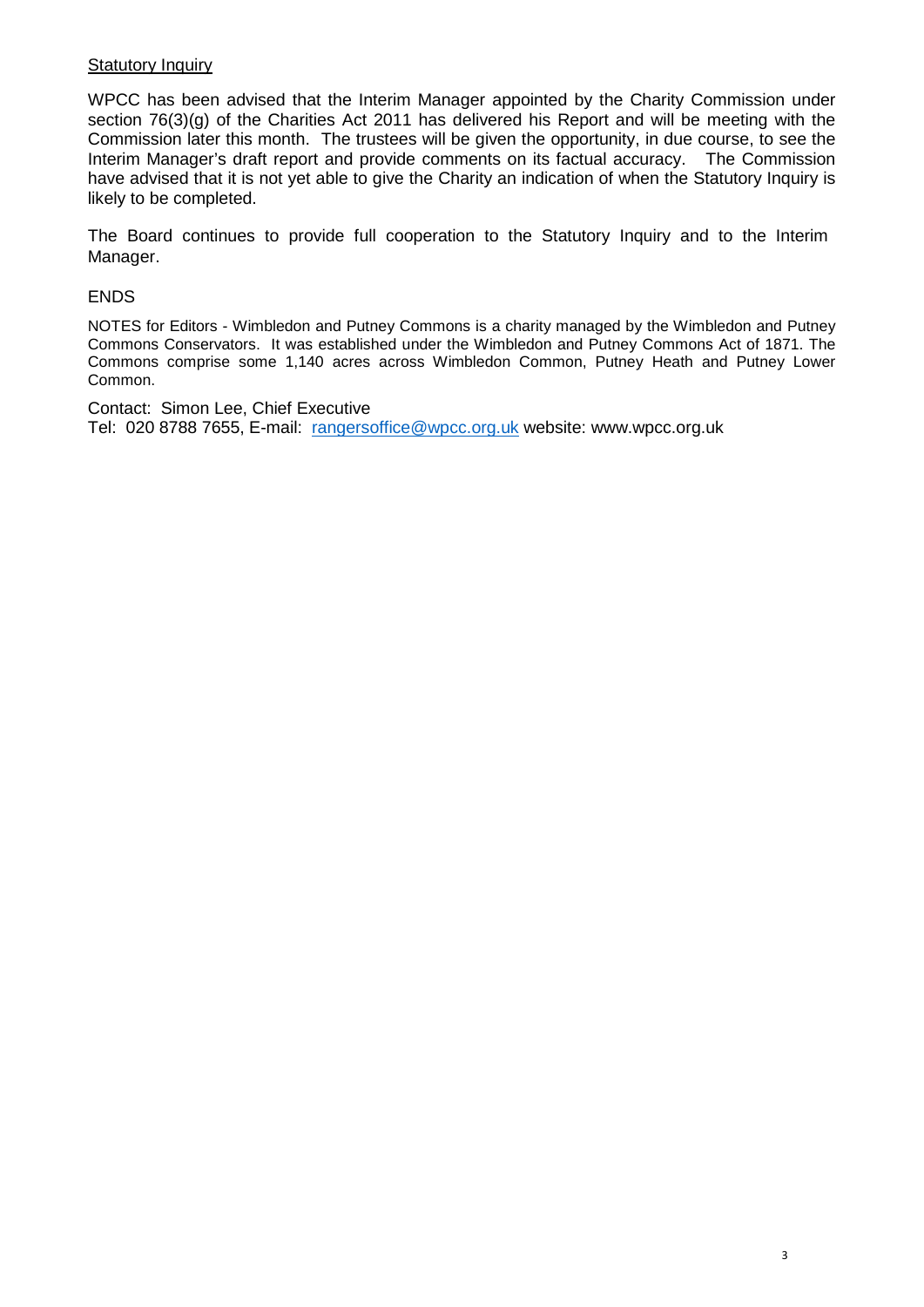<u>Statutory Inquiry</u>

WPCC has been advised that the Interim Manager appointed by the Charity Commission under section 76(3)(g) of the Charities Act 2011 has delivered his Report and will be meeting with the Commission later this month. The trustees will be given the opportunity, in due course, to see the Interim Manager's draft report and provide comments on its factual accuracy. The Commission have advised that it is not yet able to give the Charity an indication of when the Statutory Inquiry is likely to be completed.

The Board continues to provide full cooperation to the Statutory Inquiry and to the Interim Manager.

ENDS

NOTES for Editors - Wimbledon and Putney Commons is a charity managed by the Wimbledon and Putney Commons Conservators. It was established under the Wimbledon and Putney Commons Act of 1871. The Commons comprise some 1,140 acres across Wimbledon Common, Putney Heath and Putney Lower Common.

Contact: Simon Lee, Chief Executive
Tel: 020 8788 7655, E-mail: rangersoffice@wpcc.org.uk website: www.wpcc.org.uk